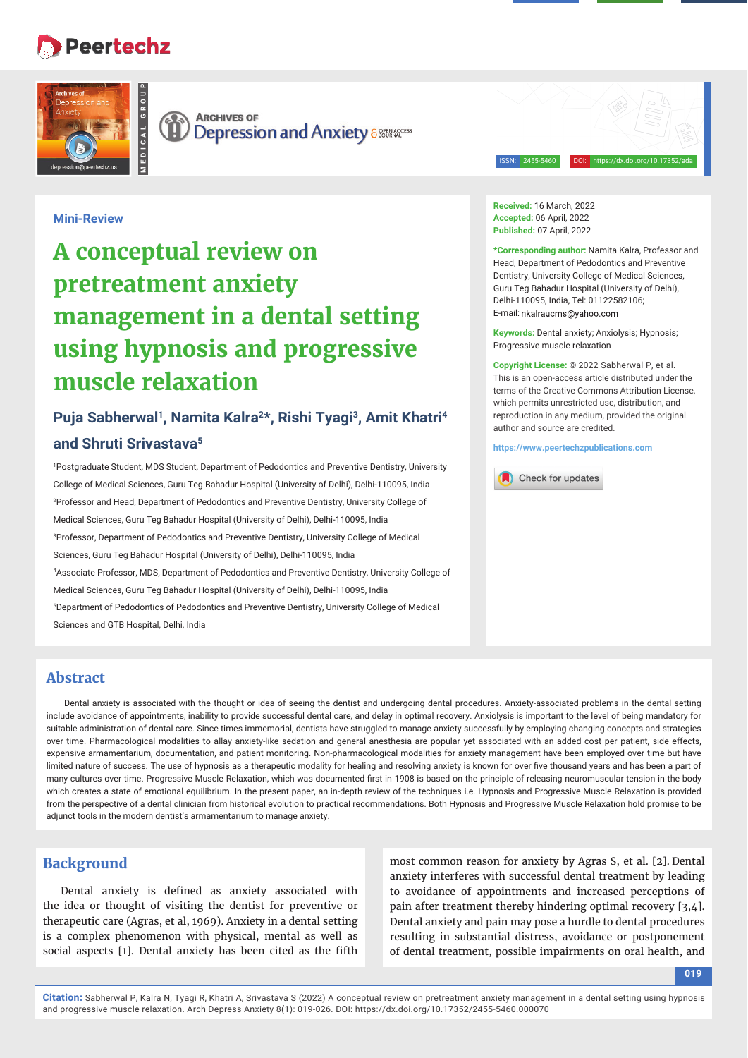Mini-Review

# A conceptual review on pretreatment anxiety management in a dental setting using hypnosis and progressive muscle relaxation

**Puja Sabherwal[1], Namita Kalra[2]*, Rishi Tyagi[3], Amit Khatri[4] and Shruti Srivastava[5]**

[1]Postgraduate Student, MDS Student, Department of Pedodontics and Preventive Dentistry, University College of Medical Sciences, Guru Teg Bahadur Hospital (University of Delhi), Delhi-110095, India

[2]Professor and Head, Department of Pedodontics and Preventive Dentistry, University College of Medical Sciences, Guru Teg Bahadur Hospital (University of Delhi), Delhi-110095, India

[3]Professor, Department of Pedodontics and Preventive Dentistry, University College of Medical Sciences, Guru Teg Bahadur Hospital (University of Delhi), Delhi-110095, India

[4]Associate Professor, MDS, Department of Pedodontics and Preventive Dentistry, University College of Medical Sciences, Guru Teg Bahadur Hospital (University of Delhi), Delhi-110095, India

[5]Department of Pedodontics of Pedodontics and Preventive Dentistry, University College of Medical Sciences and GTB Hospital, Delhi, India

**Received:** 16 March, 2022
**Accepted:** 06 April, 2022
**Published:** 07 April, 2022

***Corresponding author:** Namita Kalra, Professor and Head, Department of Pedodontics and Preventive Dentistry, University College of Medical Sciences, Guru Teg Bahadur Hospital (University of Delhi), Delhi-110095, India, Tel: 01122582106; E-mail: nkalraucms@yahoo.com

**Keywords:** Dental anxiety; Anxiolysis; Hypnosis; Progressive muscle relaxation

**Copyright License:** © 2022 Sabherwal P, et al. This is an open-access article distributed under the terms of the Creative Commons Attribution License, which permits unrestricted use, distribution, and reproduction in any medium, provided the original author and source are credited.

https://www.peertechzpublications.com

## Abstract

Dental anxiety is associated with the thought or idea of seeing the dentist and undergoing dental procedures. Anxiety-associated problems in the dental setting include avoidance of appointments, inability to provide successful dental care, and delay in optimal recovery. Anxiolysis is important to the level of being mandatory for suitable administration of dental care. Since times immemorial, dentists have struggled to manage anxiety successfully by employing changing concepts and strategies over time. Pharmacological modalities to allay anxiety-like sedation and general anesthesia are popular yet associated with an added cost per patient, side effects, expensive armamentarium, documentation, and patient monitoring. Non-pharmacological modalities for anxiety management have been employed over time but have limited nature of success. The use of hypnosis as a therapeutic modality for healing and resolving anxiety is known for over five thousand years and has been a part of many cultures over time. Progressive Muscle Relaxation, which was documented first in 1908 is based on the principle of releasing neuromuscular tension in the body which creates a state of emotional equilibrium. In the present paper, an in-depth review of the techniques i.e. Hypnosis and Progressive Muscle Relaxation is provided from the perspective of a dental clinician from historical evolution to practical recommendations. Both Hypnosis and Progressive Muscle Relaxation hold promise to be adjunct tools in the modern dentist's armamentarium to manage anxiety.

## Background

Dental anxiety is defined as anxiety associated with the idea or thought of visiting the dentist for preventive or therapeutic care (Agras, et al, 1969). Anxiety in a dental setting is a complex phenomenon with physical, mental as well as social aspects [1]. Dental anxiety has been cited as the fifth most common reason for anxiety by Agras S, et al. [2]. Dental anxiety interferes with successful dental treatment by leading to avoidance of appointments and increased perceptions of pain after treatment thereby hindering optimal recovery [3,4]. Dental anxiety and pain may pose a hurdle to dental procedures resulting in substantial distress, avoidance or postponement of dental treatment, possible impairments on oral health, and

**Citation:** Sabherwal P, Kalra N, Tyagi R, Khatri A, Srivastava S (2022) A conceptual review on pretreatment anxiety management in a dental setting using hypnosis and progressive muscle relaxation. Arch Depress Anxiety 8(1): 019-026. DOI: https://dx.doi.org/10.17352/2455-5460.000070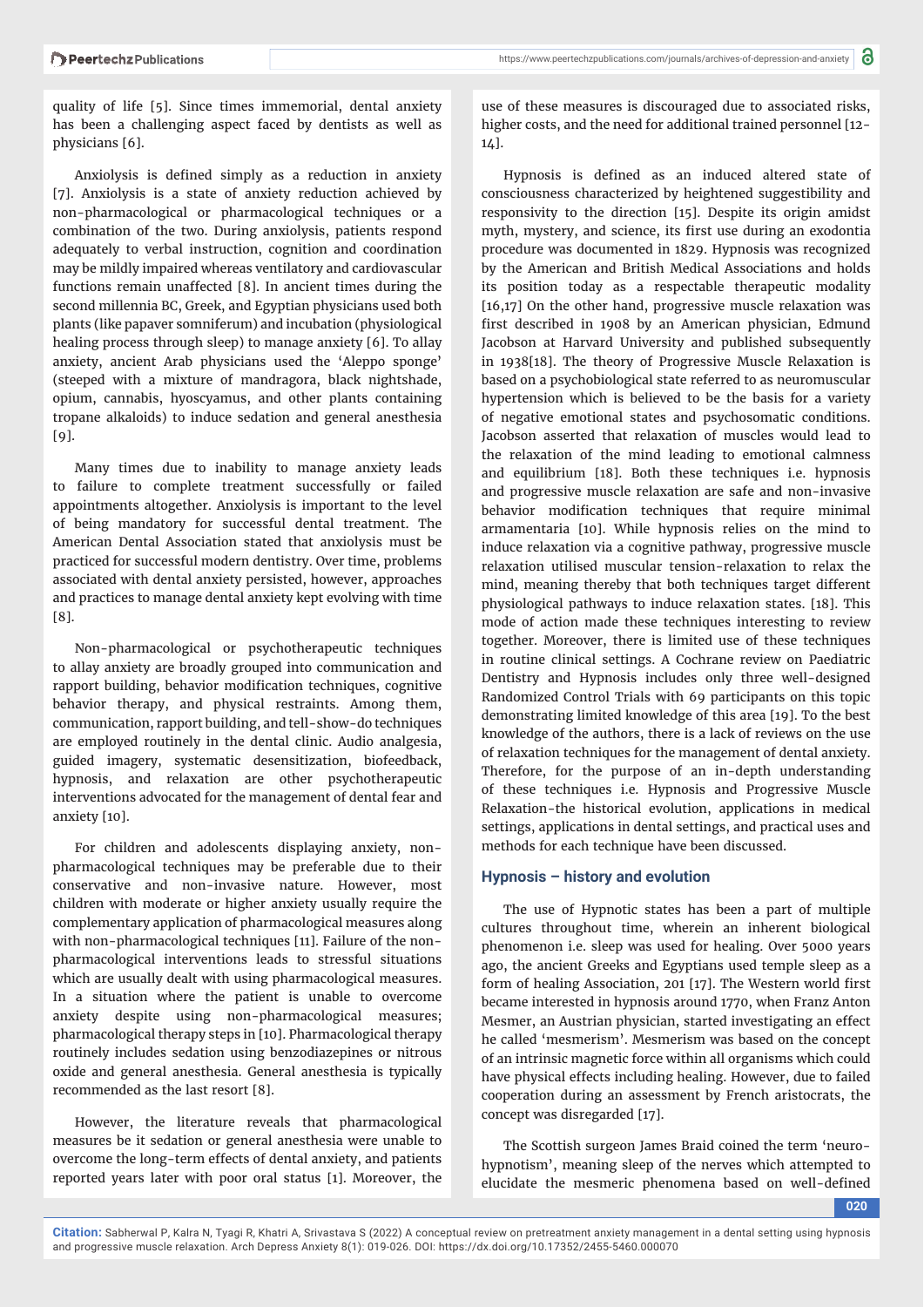quality of life [5]. Since times immemorial, dental anxiety has been a challenging aspect faced by dentists as well as physicians [6].

Anxiolysis is defined simply as a reduction in anxiety [7]. Anxiolysis is a state of anxiety reduction achieved by non-pharmacological or pharmacological techniques or a combination of the two. During anxiolysis, patients respond adequately to verbal instruction, cognition and coordination may be mildly impaired whereas ventilatory and cardiovascular functions remain unaffected [8]. In ancient times during the second millennia BC, Greek, and Egyptian physicians used both plants (like papaver somniferum) and incubation (physiological healing process through sleep) to manage anxiety [6]. To allay anxiety, ancient Arab physicians used the 'Aleppo sponge' (steeped with a mixture of mandragora, black nightshade, opium, cannabis, hyoscyamus, and other plants containing tropane alkaloids) to induce sedation and general anesthesia [9].

Many times due to inability to manage anxiety leads to failure to complete treatment successfully or failed appointments altogether. Anxiolysis is important to the level of being mandatory for successful dental treatment. The American Dental Association stated that anxiolysis must be practiced for successful modern dentistry. Over time, problems associated with dental anxiety persisted, however, approaches and practices to manage dental anxiety kept evolving with time [8].

Non-pharmacological or psychotherapeutic techniques to allay anxiety are broadly grouped into communication and rapport building, behavior modification techniques, cognitive behavior therapy, and physical restraints. Among them, communication, rapport building, and tell-show-do techniques are employed routinely in the dental clinic. Audio analgesia, guided imagery, systematic desensitization, biofeedback, hypnosis, and relaxation are other psychotherapeutic interventions advocated for the management of dental fear and anxiety [10].

For children and adolescents displaying anxiety, non-pharmacological techniques may be preferable due to their conservative and non-invasive nature. However, most children with moderate or higher anxiety usually require the complementary application of pharmacological measures along with non-pharmacological techniques [11]. Failure of the non-pharmacological interventions leads to stressful situations which are usually dealt with using pharmacological measures. In a situation where the patient is unable to overcome anxiety despite using non-pharmacological measures; pharmacological therapy steps in [10]. Pharmacological therapy routinely includes sedation using benzodiazepines or nitrous oxide and general anesthesia. General anesthesia is typically recommended as the last resort [8].

However, the literature reveals that pharmacological measures be it sedation or general anesthesia were unable to overcome the long-term effects of dental anxiety, and patients reported years later with poor oral status [1]. Moreover, the use of these measures is discouraged due to associated risks, higher costs, and the need for additional trained personnel [12-14].

Hypnosis is defined as an induced altered state of consciousness characterized by heightened suggestibility and responsivity to the direction [15]. Despite its origin amidst myth, mystery, and science, its first use during an exodontia procedure was documented in 1829. Hypnosis was recognized by the American and British Medical Associations and holds its position today as a respectable therapeutic modality [16,17] On the other hand, progressive muscle relaxation was first described in 1908 by an American physician, Edmund Jacobson at Harvard University and published subsequently in 1938[18]. The theory of Progressive Muscle Relaxation is based on a psychobiological state referred to as neuromuscular hypertension which is believed to be the basis for a variety of negative emotional states and psychosomatic conditions. Jacobson asserted that relaxation of muscles would lead to the relaxation of the mind leading to emotional calmness and equilibrium [18]. Both these techniques i.e. hypnosis and progressive muscle relaxation are safe and non-invasive behavior modification techniques that require minimal armamentaria [10]. While hypnosis relies on the mind to induce relaxation via a cognitive pathway, progressive muscle relaxation utilised muscular tension-relaxation to relax the mind, meaning thereby that both techniques target different physiological pathways to induce relaxation states. [18]. This mode of action made these techniques interesting to review together. Moreover, there is limited use of these techniques in routine clinical settings. A Cochrane review on Paediatric Dentistry and Hypnosis includes only three well-designed Randomized Control Trials with 69 participants on this topic demonstrating limited knowledge of this area [19]. To the best knowledge of the authors, there is a lack of reviews on the use of relaxation techniques for the management of dental anxiety. Therefore, for the purpose of an in-depth understanding of these techniques i.e. Hypnosis and Progressive Muscle Relaxation-the historical evolution, applications in medical settings, applications in dental settings, and practical uses and methods for each technique have been discussed.

## Hypnosis – history and evolution

The use of Hypnotic states has been a part of multiple cultures throughout time, wherein an inherent biological phenomenon i.e. sleep was used for healing. Over 5000 years ago, the ancient Greeks and Egyptians used temple sleep as a form of healing Association, 201 [17]. The Western world first became interested in hypnosis around 1770, when Franz Anton Mesmer, an Austrian physician, started investigating an effect he called 'mesmerism'. Mesmerism was based on the concept of an intrinsic magnetic force within all organisms which could have physical effects including healing. However, due to failed cooperation during an assessment by French aristocrats, the concept was disregarded [17].

The Scottish surgeon James Braid coined the term 'neuro-hypnotism', meaning sleep of the nerves which attempted to elucidate the mesmeric phenomena based on well-defined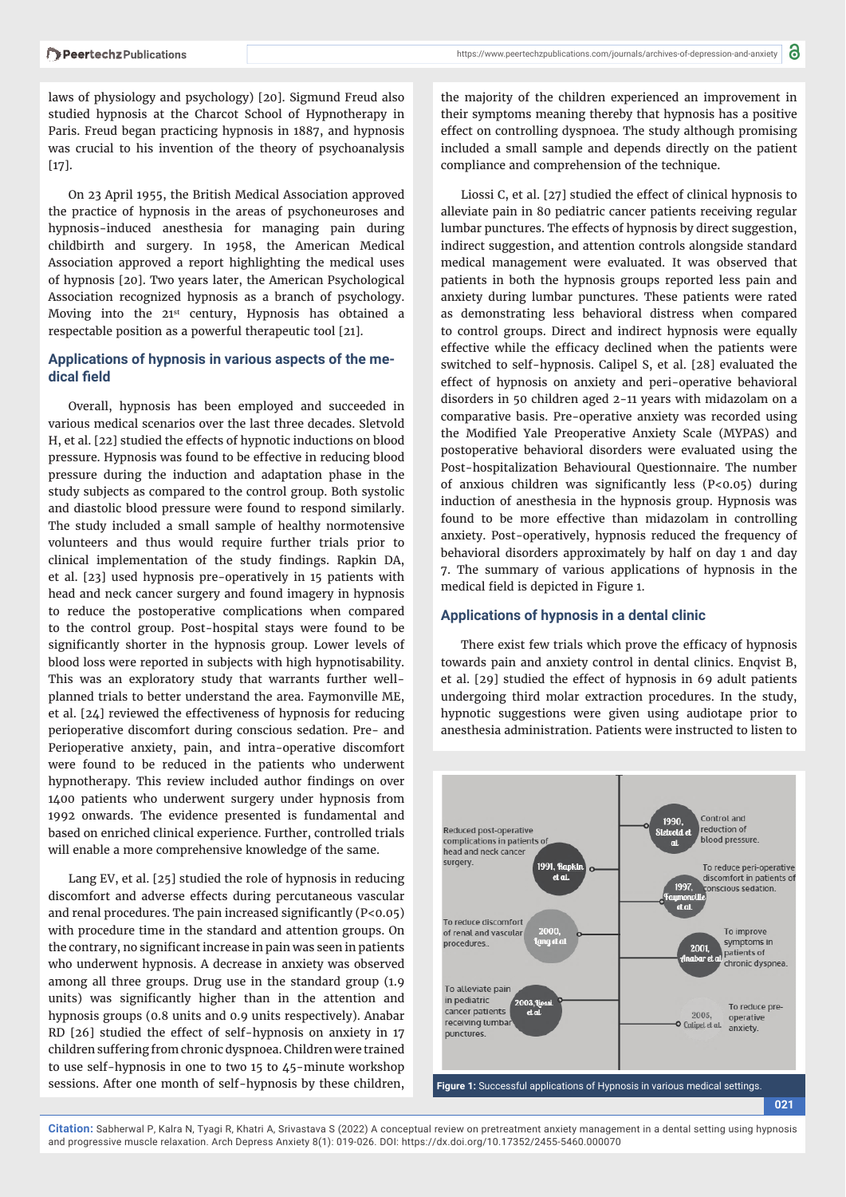laws of physiology and psychology) [20]. Sigmund Freud also studied hypnosis at the Charcot School of Hypnotherapy in Paris. Freud began practicing hypnosis in 1887, and hypnosis was crucial to his invention of the theory of psychoanalysis [17].

On 23 April 1955, the British Medical Association approved the practice of hypnosis in the areas of psychoneuroses and hypnosis-induced anesthesia for managing pain during childbirth and surgery. In 1958, the American Medical Association approved a report highlighting the medical uses of hypnosis [20]. Two years later, the American Psychological Association recognized hypnosis as a branch of psychology. Moving into the 21st century, Hypnosis has obtained a respectable position as a powerful therapeutic tool [21].

## Applications of hypnosis in various aspects of the medical field

Overall, hypnosis has been employed and succeeded in various medical scenarios over the last three decades. Sletvold H, et al. [22] studied the effects of hypnotic inductions on blood pressure. Hypnosis was found to be effective in reducing blood pressure during the induction and adaptation phase in the study subjects as compared to the control group. Both systolic and diastolic blood pressure were found to respond similarly. The study included a small sample of healthy normotensive volunteers and thus would require further trials prior to clinical implementation of the study findings. Rapkin DA, et al. [23] used hypnosis pre-operatively in 15 patients with head and neck cancer surgery and found imagery in hypnosis to reduce the postoperative complications when compared to the control group. Post-hospital stays were found to be significantly shorter in the hypnosis group. Lower levels of blood loss were reported in subjects with high hypnotisability. This was an exploratory study that warrants further well-planned trials to better understand the area. Faymonville ME, et al. [24] reviewed the effectiveness of hypnosis for reducing perioperative discomfort during conscious sedation. Pre- and Perioperative anxiety, pain, and intra-operative discomfort were found to be reduced in the patients who underwent hypnotherapy. This review included author findings on over 1400 patients who underwent surgery under hypnosis from 1992 onwards. The evidence presented is fundamental and based on enriched clinical experience. Further, controlled trials will enable a more comprehensive knowledge of the same.

Lang EV, et al. [25] studied the role of hypnosis in reducing discomfort and adverse effects during percutaneous vascular and renal procedures. The pain increased significantly ($P<0.05$) with procedure time in the standard and attention groups. On the contrary, no significant increase in pain was seen in patients who underwent hypnosis. A decrease in anxiety was observed among all three groups. Drug use in the standard group (1.9 units) was significantly higher than in the attention and hypnosis groups (0.8 units and 0.9 units respectively). Anabar RD [26] studied the effect of self-hypnosis on anxiety in 17 children suffering from chronic dyspnoea. Children were trained to use self-hypnosis in one to two 15 to 45-minute workshop sessions. After one month of self-hypnosis by these children, the majority of the children experienced an improvement in their symptoms meaning thereby that hypnosis has a positive effect on controlling dyspnoea. The study although promising included a small sample and depends directly on the patient compliance and comprehension of the technique.

Liossi C, et al. [27] studied the effect of clinical hypnosis to alleviate pain in 80 pediatric cancer patients receiving regular lumbar punctures. The effects of hypnosis by direct suggestion, indirect suggestion, and attention controls alongside standard medical management were evaluated. It was observed that patients in both the hypnosis groups reported less pain and anxiety during lumbar punctures. These patients were rated as demonstrating less behavioral distress when compared to control groups. Direct and indirect hypnosis were equally effective while the efficacy declined when the patients were switched to self-hypnosis. Calipel S, et al. [28] evaluated the effect of hypnosis on anxiety and peri-operative behavioral disorders in 50 children aged 2-11 years with midazolam on a comparative basis. Pre-operative anxiety was recorded using the Modified Yale Preoperative Anxiety Scale (MYPAS) and postoperative behavioral disorders were evaluated using the Post-hospitalization Behavioural Questionnaire. The number of anxious children was significantly less ($P<0.05$) during induction of anesthesia in the hypnosis group. Hypnosis was found to be more effective than midazolam in controlling anxiety. Post-operatively, hypnosis reduced the frequency of behavioral disorders approximately by half on day 1 and day 7. The summary of various applications of hypnosis in the medical field is depicted in Figure 1.

## Applications of hypnosis in a dental clinic

There exist few trials which prove the efficacy of hypnosis towards pain and anxiety control in dental clinics. Enqvist B, et al. [29] studied the effect of hypnosis in 69 adult patients undergoing third molar extraction procedures. In the study, hypnotic suggestions were given using audiotape prior to anesthesia administration. Patients were instructed to listen to

**Figure 1:** Successful applications of Hypnosis in various medical settings.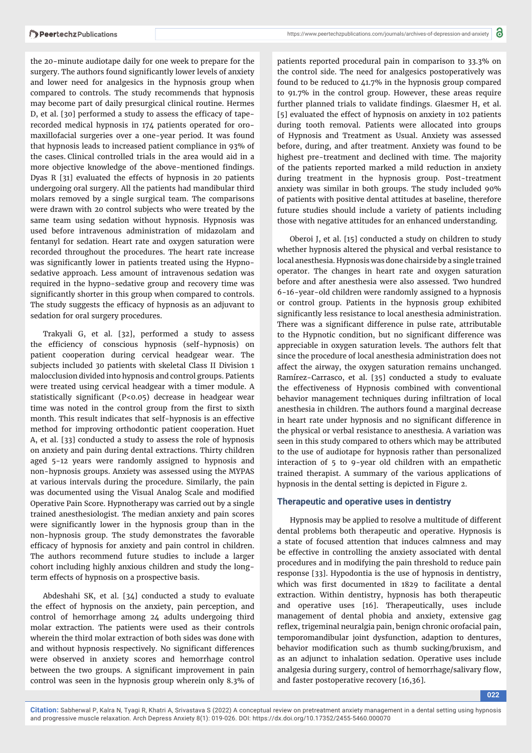the 20-minute audiotape daily for one week to prepare for the surgery. The authors found significantly lower levels of anxiety and lower need for analgesics in the hypnosis group when compared to controls. The study recommends that hypnosis may become part of daily presurgical clinical routine. Hermes D, et al. [30] performed a study to assess the efficacy of tape-recorded medical hypnosis in 174 patients operated for oro-maxillofacial surgeries over a one-year period. It was found that hypnosis leads to increased patient compliance in 93% of the cases. Clinical controlled trials in the area would aid in a more objective knowledge of the above-mentioned findings. Dyas R [31] evaluated the effects of hypnosis in 20 patients undergoing oral surgery. All the patients had mandibular third molars removed by a single surgical team. The comparisons were drawn with 20 control subjects who were treated by the same team using sedation without hypnosis. Hypnosis was used before intravenous administration of midazolam and fentanyl for sedation. Heart rate and oxygen saturation were recorded throughout the procedures. The heart rate increase was significantly lower in patients treated using the Hypno-sedative approach. Less amount of intravenous sedation was required in the hypno-sedative group and recovery time was significantly shorter in this group when compared to controls. The study suggests the efficacy of hypnosis as an adjuvant to sedation for oral surgery procedures.

Trakyali G, et al. [32], performed a study to assess the efficiency of conscious hypnosis (self-hypnosis) on patient cooperation during cervical headgear wear. The subjects included 30 patients with skeletal Class II Division 1 malocclusion divided into hypnosis and control groups. Patients were treated using cervical headgear with a timer module. A statistically significant ($P<0.05$) decrease in headgear wear time was noted in the control group from the first to sixth month. This result indicates that self-hypnosis is an effective method for improving orthodontic patient cooperation. Huet A, et al. [33] conducted a study to assess the role of hypnosis on anxiety and pain during dental extractions. Thirty children aged 5-12 years were randomly assigned to hypnosis and non-hypnosis groups. Anxiety was assessed using the MYPAS at various intervals during the procedure. Similarly, the pain was documented using the Visual Analog Scale and modified Operative Pain Score. Hypnotherapy was carried out by a single trained anesthesiologist. The median anxiety and pain scores were significantly lower in the hypnosis group than in the non-hypnosis group. The study demonstrates the favorable efficacy of hypnosis for anxiety and pain control in children. The authors recommend future studies to include a larger cohort including highly anxious children and study the long-term effects of hypnosis on a prospective basis.

Abdeshahi SK, et al. [34] conducted a study to evaluate the effect of hypnosis on the anxiety, pain perception, and control of hemorrhage among 24 adults undergoing third molar extraction. The patients were used as their controls wherein the third molar extraction of both sides was done with and without hypnosis respectively. No significant differences were observed in anxiety scores and hemorrhage control between the two groups. A significant improvement in pain control was seen in the hypnosis group wherein only 8.3% of patients reported procedural pain in comparison to 33.3% on the control side. The need for analgesics postoperatively was found to be reduced to 41.7% in the hypnosis group compared to 91.7% in the control group. However, these areas require further planned trials to validate findings. Glaesmer H, et al. [5] evaluated the effect of hypnosis on anxiety in 102 patients during tooth removal. Patients were allocated into groups of Hypnosis and Treatment as Usual. Anxiety was assessed before, during, and after treatment. Anxiety was found to be highest pre-treatment and declined with time. The majority of the patients reported marked a mild reduction in anxiety during treatment in the hypnosis group. Post-treatment anxiety was similar in both groups. The study included 90% of patients with positive dental attitudes at baseline, therefore future studies should include a variety of patients including those with negative attitudes for an enhanced understanding.

Oberoi J, et al. [15] conducted a study on children to study whether hypnosis altered the physical and verbal resistance to local anesthesia. Hypnosis was done chairside by a single trained operator. The changes in heart rate and oxygen saturation before and after anesthesia were also assessed. Two hundred 6-16-year-old children were randomly assigned to a hypnosis or control group. Patients in the hypnosis group exhibited significantly less resistance to local anesthesia administration. There was a significant difference in pulse rate, attributable to the Hypnotic condition, but no significant difference was appreciable in oxygen saturation levels. The authors felt that since the procedure of local anesthesia administration does not affect the airway, the oxygen saturation remains unchanged. Ramírez-Carrasco, et al. [35] conducted a study to evaluate the effectiveness of Hypnosis combined with conventional behavior management techniques during infiltration of local anesthesia in children. The authors found a marginal decrease in heart rate under hypnosis and no significant difference in the physical or verbal resistance to anesthesia. A variation was seen in this study compared to others which may be attributed to the use of audiotape for hypnosis rather than personalized interaction of 5 to 9-year old children with an empathetic trained therapist. A summary of the various applications of hypnosis in the dental setting is depicted in Figure 2.

## Therapeutic and operative uses in dentistry

Hypnosis may be applied to resolve a multitude of different dental problems both therapeutic and operative. Hypnosis is a state of focused attention that induces calmness and may be effective in controlling the anxiety associated with dental procedures and in modifying the pain threshold to reduce pain response [33]. Hypodontia is the use of hypnosis in dentistry, which was first documented in 1829 to facilitate a dental extraction. Within dentistry, hypnosis has both therapeutic and operative uses [16]. Therapeutically, uses include management of dental phobia and anxiety, extensive gag reflex, trigeminal neuralgia pain, benign chronic orofacial pain, temporomandibular joint dysfunction, adaption to dentures, behavior modification such as thumb sucking/bruxism, and as an adjunct to inhalation sedation. Operative uses include analgesia during surgery, control of hemorrhage/salivary flow, and faster postoperative recovery [16,36].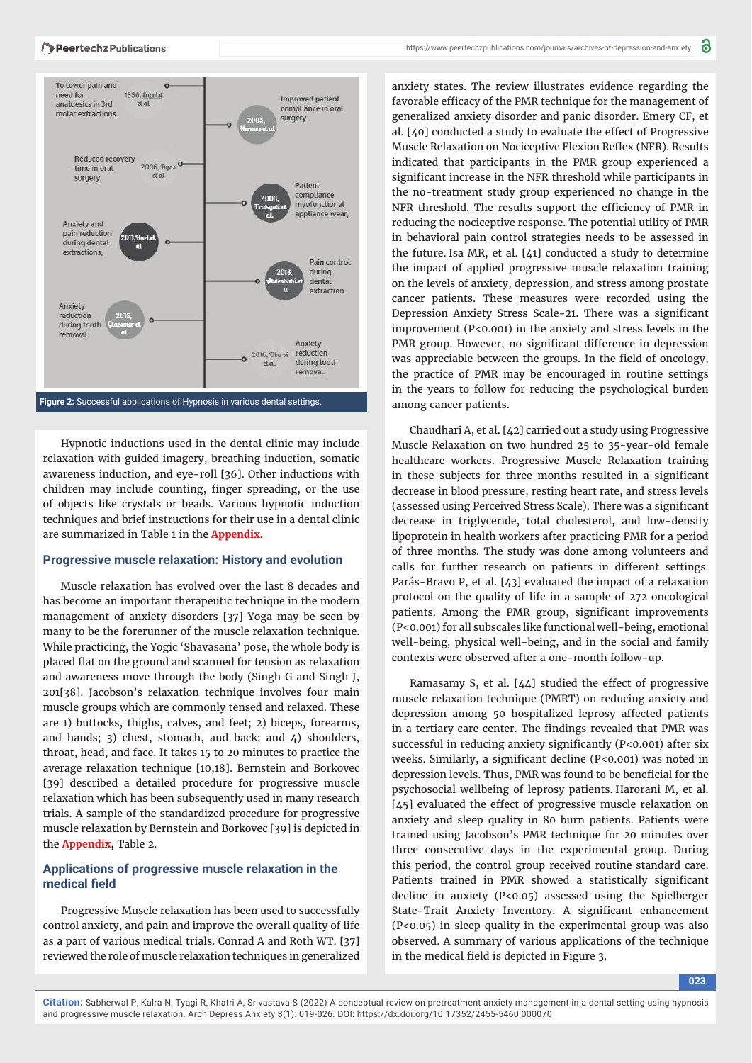Figure 2: Successful applications of Hypnosis in various dental settings.

Hypnotic inductions used in the dental clinic may include relaxation with guided imagery, breathing induction, somatic awareness induction, and eye-roll [36]. Other inductions with children may include counting, finger spreading, or the use of objects like crystals or beads. Various hypnotic induction techniques and brief instructions for their use in a dental clinic are summarized in Table 1 in the **Appendix.**

## Progressive muscle relaxation: History and evolution

Muscle relaxation has evolved over the last 8 decades and has become an important therapeutic technique in the modern management of anxiety disorders [37] Yoga may be seen by many to be the forerunner of the muscle relaxation technique. While practicing, the Yogic 'Shavasana' pose, the whole body is placed flat on the ground and scanned for tension as relaxation and awareness move through the body (Singh G and Singh J, 201[38]. Jacobson's relaxation technique involves four main muscle groups which are commonly tensed and relaxed. These are 1) buttocks, thighs, calves, and feet; 2) biceps, forearms, and hands; 3) chest, stomach, and back; and 4) shoulders, throat, head, and face. It takes 15 to 20 minutes to practice the average relaxation technique [10,18]. Bernstein and Borkovec [39] described a detailed procedure for progressive muscle relaxation which has been subsequently used in many research trials. A sample of the standardized procedure for progressive muscle relaxation by Bernstein and Borkovec [39] is depicted in the **Appendix,** Table 2.

## Applications of progressive muscle relaxation in the medical field

Progressive Muscle relaxation has been used to successfully control anxiety, and pain and improve the overall quality of life as a part of various medical trials. Conrad A and Roth WT. [37] reviewed the role of muscle relaxation techniques in generalized anxiety states. The review illustrates evidence regarding the favorable efficacy of the PMR technique for the management of generalized anxiety disorder and panic disorder. Emery CF, et al. [40] conducted a study to evaluate the effect of Progressive Muscle Relaxation on Nociceptive Flexion Reflex (NFR). Results indicated that participants in the PMR group experienced a significant increase in the NFR threshold while participants in the no-treatment study group experienced no change in the NFR threshold. The results support the efficiency of PMR in reducing the nociceptive response. The potential utility of PMR in behavioral pain control strategies needs to be assessed in the future. Isa MR, et al. [41] conducted a study to determine the impact of applied progressive muscle relaxation training on the levels of anxiety, depression, and stress among prostate cancer patients. These measures were recorded using the Depression Anxiety Stress Scale-21. There was a significant improvement ($P<0.001$) in the anxiety and stress levels in the PMR group. However, no significant difference in depression was appreciable between the groups. In the field of oncology, the practice of PMR may be encouraged in routine settings in the years to follow for reducing the psychological burden among cancer patients.

Chaudhari A, et al. [42] carried out a study using Progressive Muscle Relaxation on two hundred 25 to 35-year-old female healthcare workers. Progressive Muscle Relaxation training in these subjects for three months resulted in a significant decrease in blood pressure, resting heart rate, and stress levels (assessed using Perceived Stress Scale). There was a significant decrease in triglyceride, total cholesterol, and low-density lipoprotein in health workers after practicing PMR for a period of three months. The study was done among volunteers and calls for further research on patients in different settings. Parás-Bravo P, et al. [43] evaluated the impact of a relaxation protocol on the quality of life in a sample of 272 oncological patients. Among the PMR group, significant improvements ($P<0.001$) for all subscales like functional well-being, emotional well-being, physical well-being, and in the social and family contexts were observed after a one-month follow-up.

Ramasamy S, et al. [44] studied the effect of progressive muscle relaxation technique (PMRT) on reducing anxiety and depression among 50 hospitalized leprosy affected patients in a tertiary care center. The findings revealed that PMR was successful in reducing anxiety significantly ($P<0.001$) after six weeks. Similarly, a significant decline ($P<0.001$) was noted in depression levels. Thus, PMR was found to be beneficial for the psychosocial wellbeing of leprosy patients. Harorani M, et al. [45] evaluated the effect of progressive muscle relaxation on anxiety and sleep quality in 80 burn patients. Patients were trained using Jacobson's PMR technique for 20 minutes over three consecutive days in the experimental group. During this period, the control group received routine standard care. Patients trained in PMR showed a statistically significant decline in anxiety ($P<0.05$) assessed using the Spielberger State-Trait Anxiety Inventory. A significant enhancement ($P<0.05$) in sleep quality in the experimental group was also observed. A summary of various applications of the technique in the medical field is depicted in Figure 3.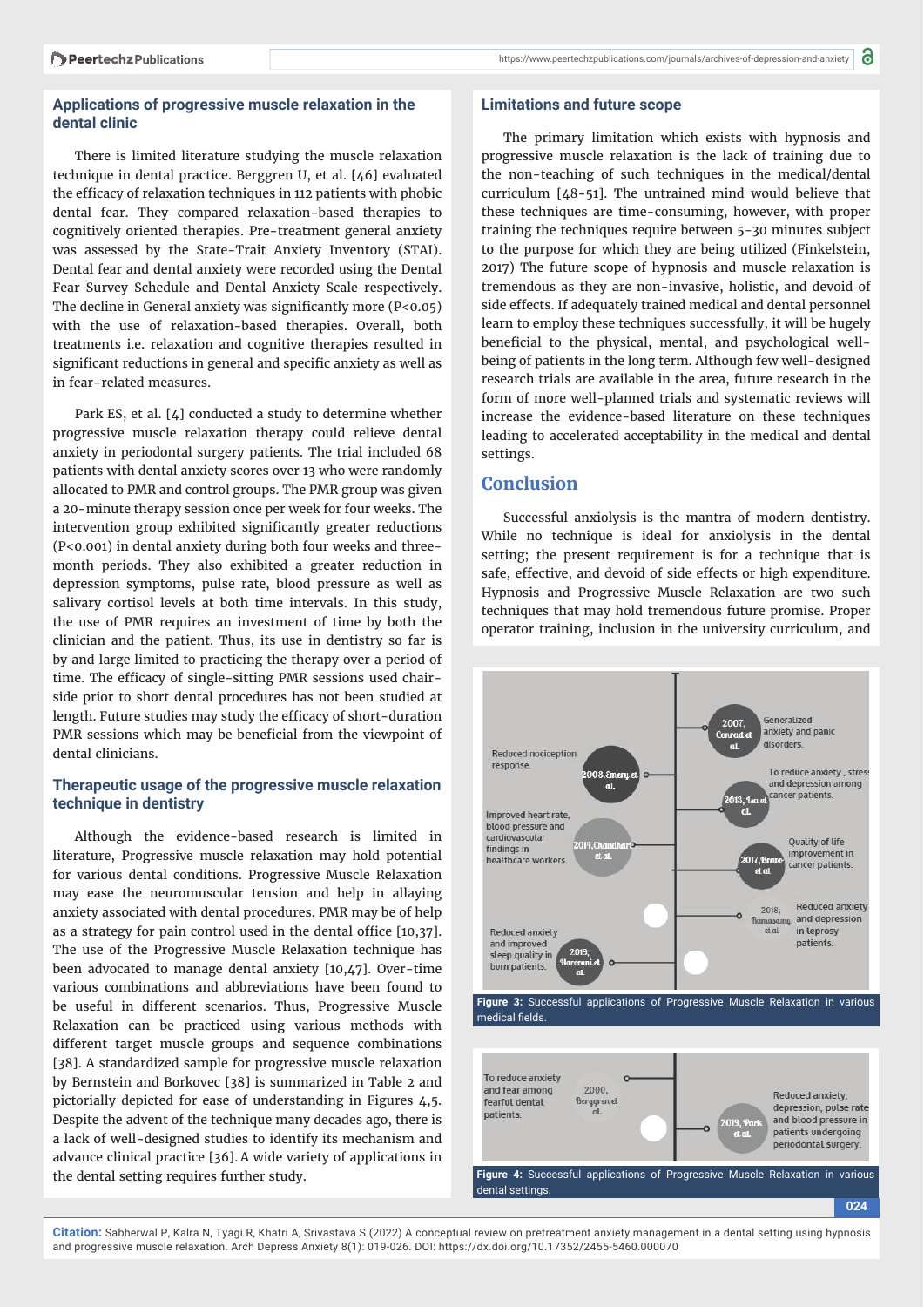## Applications of progressive muscle relaxation in the dental clinic

There is limited literature studying the muscle relaxation technique in dental practice. Berggren U, et al. [46] evaluated the efficacy of relaxation techniques in 112 patients with phobic dental fear. They compared relaxation-based therapies to cognitively oriented therapies. Pre-treatment general anxiety was assessed by the State-Trait Anxiety Inventory (STAI). Dental fear and dental anxiety were recorded using the Dental Fear Survey Schedule and Dental Anxiety Scale respectively. The decline in General anxiety was significantly more ($P<0.05$) with the use of relaxation-based therapies. Overall, both treatments i.e. relaxation and cognitive therapies resulted in significant reductions in general and specific anxiety as well as in fear-related measures.

Park ES, et al. [4] conducted a study to determine whether progressive muscle relaxation therapy could relieve dental anxiety in periodontal surgery patients. The trial included 68 patients with dental anxiety scores over 13 who were randomly allocated to PMR and control groups. The PMR group was given a 20-minute therapy session once per week for four weeks. The intervention group exhibited significantly greater reductions ($P<0.001$) in dental anxiety during both four weeks and three-month periods. They also exhibited a greater reduction in depression symptoms, pulse rate, blood pressure as well as salivary cortisol levels at both time intervals. In this study, the use of PMR requires an investment of time by both the clinician and the patient. Thus, its use in dentistry so far is by and large limited to practicing the therapy over a period of time. The efficacy of single-sitting PMR sessions used chair-side prior to short dental procedures has not been studied at length. Future studies may study the efficacy of short-duration PMR sessions which may be beneficial from the viewpoint of dental clinicians.

## Therapeutic usage of the progressive muscle relaxation technique in dentistry

Although the evidence-based research is limited in literature, Progressive muscle relaxation may hold potential for various dental conditions. Progressive Muscle Relaxation may ease the neuromuscular tension and help in allaying anxiety associated with dental procedures. PMR may be of help as a strategy for pain control used in the dental office [10,37]. The use of the Progressive Muscle Relaxation technique has been advocated to manage dental anxiety [10,47]. Over-time various combinations and abbreviations have been found to be useful in different scenarios. Thus, Progressive Muscle Relaxation can be practiced using various methods with different target muscle groups and sequence combinations [38]. A standardized sample for progressive muscle relaxation by Bernstein and Borkovec [38] is summarized in Table 2 and pictorially depicted for ease of understanding in Figures 4,5. Despite the advent of the technique many decades ago, there is a lack of well-designed studies to identify its mechanism and advance clinical practice [36]. A wide variety of applications in the dental setting requires further study.

## Limitations and future scope

The primary limitation which exists with hypnosis and progressive muscle relaxation is the lack of training due to the non-teaching of such techniques in the medical/dental curriculum [48-51]. The untrained mind would believe that these techniques are time-consuming, however, with proper training the techniques require between 5-30 minutes subject to the purpose for which they are being utilized (Finkelstein, 2017) The future scope of hypnosis and muscle relaxation is tremendous as they are non-invasive, holistic, and devoid of side effects. If adequately trained medical and dental personnel learn to employ these techniques successfully, it will be hugely beneficial to the physical, mental, and psychological well-being of patients in the long term. Although few well-designed research trials are available in the area, future research in the form of more well-planned trials and systematic reviews will increase the evidence-based literature on these techniques leading to accelerated acceptability in the medical and dental settings.

## Conclusion

Successful anxiolysis is the mantra of modern dentistry. While no technique is ideal for anxiolysis in the dental setting; the present requirement is for a technique that is safe, effective, and devoid of side effects or high expenditure. Hypnosis and Progressive Muscle Relaxation are two such techniques that may hold tremendous future promise. Proper operator training, inclusion in the university curriculum, and

Figure 3: Successful applications of Progressive Muscle Relaxation in various medical fields.

Figure 4: Successful applications of Progressive Muscle Relaxation in various dental settings.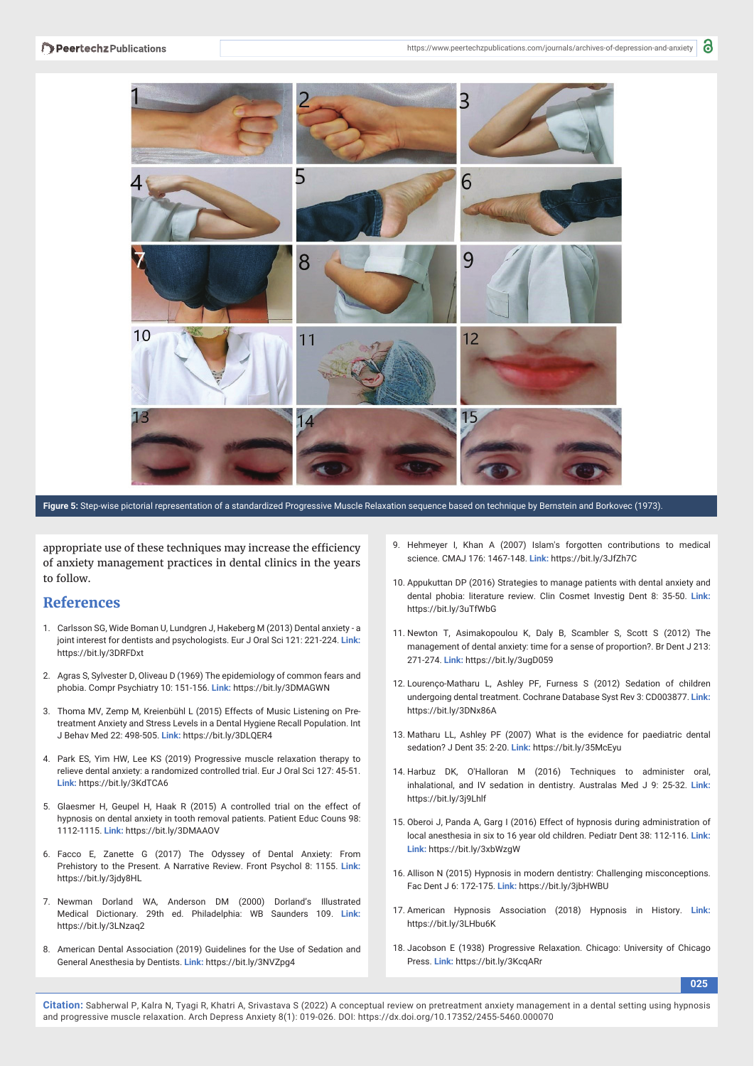Figure 5: Step-wise pictorial representation of a standardized Progressive Muscle Relaxation sequence based on technique by Bernstein and Borkovec (1973).

appropriate use of these techniques may increase the efficiency of anxiety management practices in dental clinics in the years to follow.

## References

1. Carlsson SG, Wide Boman U, Lundgren J, Hakeberg M (2013) Dental anxiety - a joint interest for dentists and psychologists. Eur J Oral Sci 121: 221-224. Link: https://bit.ly/3DRFDxt

2. Agras S, Sylvester D, Oliveau D (1969) The epidemiology of common fears and phobia. Compr Psychiatry 10: 151-156. Link: https://bit.ly/3DMAGWN

3. Thoma MV, Zemp M, Kreienbühl L (2015) Effects of Music Listening on Pre-treatment Anxiety and Stress Levels in a Dental Hygiene Recall Population. Int J Behav Med 22: 498-505. Link: https://bit.ly/3DLQER4

4. Park ES, Yim HW, Lee KS (2019) Progressive muscle relaxation therapy to relieve dental anxiety: a randomized controlled trial. Eur J Oral Sci 127: 45-51. Link: https://bit.ly/3KdTCA6

5. Glaesmer H, Geupel H, Haak R (2015) A controlled trial on the effect of hypnosis on dental anxiety in tooth removal patients. Patient Educ Couns 98: 1112-1115. Link: https://bit.ly/3DMAAOV

6. Facco E, Zanette G (2017) The Odyssey of Dental Anxiety: From Prehistory to the Present. A Narrative Review. Front Psychol 8: 1155. Link: https://bit.ly/3jdy8HL

7. Newman Dorland WA, Anderson DM (2000) Dorland's Illustrated Medical Dictionary. 29th ed. Philadelphia: WB Saunders 109. Link: https://bit.ly/3LNzaq2

8. American Dental Association (2019) Guidelines for the Use of Sedation and General Anesthesia by Dentists. Link: https://bit.ly/3NVZpg4

9. Hehmeyer I, Khan A (2007) Islam's forgotten contributions to medical science. CMAJ 176: 1467-148. Link: https://bit.ly/3JfZh7C

10. Appukuttan DP (2016) Strategies to manage patients with dental anxiety and dental phobia: literature review. Clin Cosmet Investig Dent 8: 35-50. Link: https://bit.ly/3uTfWbG

11. Newton T, Asimakopoulou K, Daly B, Scambler S, Scott S (2012) The management of dental anxiety: time for a sense of proportion?. Br Dent J 213: 271-274. Link: https://bit.ly/3ugD059

12. Lourenço-Matharu L, Ashley PF, Furness S (2012) Sedation of children undergoing dental treatment. Cochrane Database Syst Rev 3: CD003877. Link: https://bit.ly/3DNx86A

13. Matharu LL, Ashley PF (2007) What is the evidence for paediatric dental sedation? J Dent 35: 2-20. Link: https://bit.ly/35McEyu

14. Harbuz DK, O'Halloran M (2016) Techniques to administer oral, inhalational, and IV sedation in dentistry. Australas Med J 9: 25-32. Link: https://bit.ly/3j9LhIf

15. Oberoi J, Panda A, Garg I (2016) Effect of hypnosis during administration of local anesthesia in six to 16 year old children. Pediatr Dent 38: 112-116. Link: Link: https://bit.ly/3xbWzgW

16. Allison N (2015) Hypnosis in modern dentistry: Challenging misconceptions. Fac Dent J 6: 172-175. Link: https://bit.ly/3jbHWBU

17. American Hypnosis Association (2018) Hypnosis in History. Link: https://bit.ly/3LHbu6K

18. Jacobson E (1938) Progressive Relaxation. Chicago: University of Chicago Press. Link: https://bit.ly/3KcqARr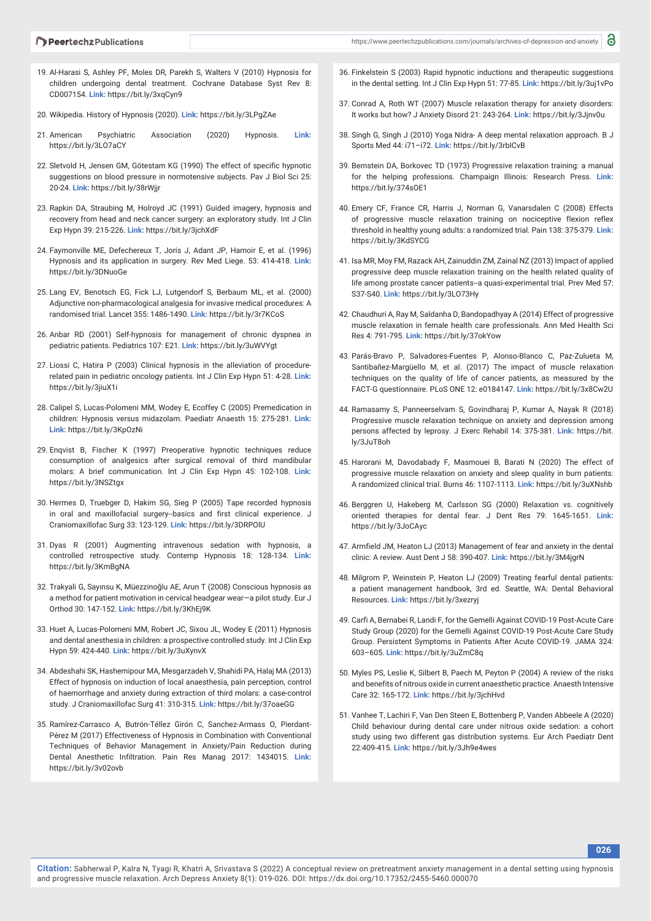19. Al-Harasi S, Ashley PF, Moles DR, Parekh S, Walters V (2010) Hypnosis for children undergoing dental treatment. Cochrane Database Syst Rev 8: CD007154. **Link:** https://bit.ly/3xqCyn9

20. Wikipedia. History of Hypnosis (2020). **Link:** https://bit.ly/3LPgZAe

21. American Psychiatric Association (2020) Hypnosis. **Link:** https://bit.ly/3LO7aCY

22. Sletvold H, Jensen GM, Götestam KG (1990) The effect of specific hypnotic suggestions on blood pressure in normotensive subjects. Pav J Biol Sci 25: 20-24. **Link:** https://bit.ly/38rWjjr

23. Rapkin DA, Straubing M, Holroyd JC (1991) Guided imagery, hypnosis and recovery from head and neck cancer surgery: an exploratory study. Int J Clin Exp Hypn 39: 215-226. **Link:** https://bit.ly/3jchXdF

24. Faymonville ME, Defechereux T, Joris J, Adant JP, Hamoir E, et al. (1996) Hypnosis and its application in surgery. Rev Med Liege. 53: 414-418. **Link:** https://bit.ly/3DNuoGe

25. Lang EV, Benotsch EG, Fick LJ, Lutgendorf S, Berbaum ML, et al. (2000) Adjunctive non-pharmacological analgesia for invasive medical procedures: A randomised trial. Lancet 355: 1486-1490. **Link:** https://bit.ly/3r7KCoS

26. Anbar RD (2001) Self-hypnosis for management of chronic dyspnea in pediatric patients. Pediatrics 107: E21. **Link:** https://bit.ly/3uWVYgt

27. Liossi C, Hatira P (2003) Clinical hypnosis in the alleviation of procedure-related pain in pediatric oncology patients. Int J Clin Exp Hypn 51: 4-28. **Link:** https://bit.ly/3jiuX1i

28. Calipel S, Lucas-Polomeni MM, Wodey E, Ecoffey C (2005) Premedication in children: Hypnosis versus midazolam. Paediatr Anaesth 15: 275-281. **Link:** https://bit.ly/3KpOzNi

29. Enqvist B, Fischer K (1997) Preoperative hypnotic techniques reduce consumption of analgesics after surgical removal of third mandibular molars: A brief communication. Int J Clin Exp Hypn 45: 102-108. **Link:** https://bit.ly/3NSZtgx

30. Hermes D, Truebger D, Hakim SG, Sieg P (2005) Tape recorded hypnosis in oral and maxillofacial surgery--basics and first clinical experience. J Craniomaxillofac Surg 33: 123-129. **Link:** https://bit.ly/3DRPOlU

31. Dyas R (2001) Augmenting intravenous sedation with hypnosis, a controlled retrospective study. Contemp Hypnosis 18: 128-134. **Link:** https://bit.ly/3KmBgNA

32. Trakyali G, Sayınsu K, Müezzinoğlu AE, Arun T (2008) Conscious hypnosis as a method for patient motivation in cervical headgear wear—a pilot study. Eur J Orthod 30: 147-152. **Link:** https://bit.ly/3KhEj9K

33. Huet A, Lucas-Polomeni MM, Robert JC, Sixou JL, Wodey E (2011) Hypnosis and dental anesthesia in children: a prospective controlled study. Int J Clin Exp Hypn 59: 424-440. **Link:** https://bit.ly/3uXynvX

34. Abdeshahi SK, Hashemipour MA, Mesgarzadeh V, Shahidi PA, Halaj MA (2013) Effect of hypnosis on induction of local anaesthesia, pain perception, control of haemorrhage and anxiety during extraction of third molars: a case-control study. J Craniomaxillofac Surg 41: 310-315. **Link:** https://bit.ly/37oaeGG

35. Ramírez-Carrasco A, Butrón-Téllez Girón C, Sanchez-Armass O, Pierdant-Pérez M (2017) Effectiveness of Hypnosis in Combination with Conventional Techniques of Behavior Management in Anxiety/Pain Reduction during Dental Anesthetic Infiltration. Pain Res Manag 2017: 1434015. **Link:** https://bit.ly/3v02ovb

36. Finkelstein S (2003) Rapid hypnotic inductions and therapeutic suggestions in the dental setting. Int J Clin Exp Hypn 51: 77-85. **Link:** https://bit.ly/3uj1vPo

37. Conrad A, Roth WT (2007) Muscle relaxation therapy for anxiety disorders: It works but how? J Anxiety Disord 21: 243-264. **Link:** https://bit.ly/3Jjnv0u

38. Singh G, Singh J (2010) Yoga Nidra- A deep mental relaxation approach. B J Sports Med 44: i71–i72. **Link:** https://bit.ly/3rblCvB

39. Bernstein DA, Borkovec TD (1973) Progressive relaxation training: a manual for the helping professions. Champaign Illinois: Research Press. **Link:** https://bit.ly/374sOE1

40. Emery CF, France CR, Harris J, Norman G, Vanarsdalen C (2008) Effects of progressive muscle relaxation training on nociceptive flexion reflex threshold in healthy young adults: a randomized trial. Pain 138: 375-379. **Link:** https://bit.ly/3KdSYCG

41. Isa MR, Moy FM, Razack AH, Zainuddin ZM, Zainal NZ (2013) Impact of applied progressive deep muscle relaxation training on the health related quality of life among prostate cancer patients--a quasi-experimental trial. Prev Med 57: S37-S40. **Link:** https://bit.ly/3LO73Hy

42. Chaudhuri A, Ray M, Saldanha D, Bandopadhyay A (2014) Effect of progressive muscle relaxation in female health care professionals. Ann Med Health Sci Res 4: 791-795. **Link:** https://bit.ly/37okYow

43. Parás-Bravo P, Salvadores-Fuentes P, Alonso-Blanco C, Paz-Zulueta M, Santibañez-Margüello M, et al. (2017) The impact of muscle relaxation techniques on the quality of life of cancer patients, as measured by the FACT-G questionnaire. PLoS ONE 12: e0184147. **Link:** https://bit.ly/3x8Cw2U

44. Ramasamy S, Panneerselvam S, Govindharaj P, Kumar A, Nayak R (2018) Progressive muscle relaxation technique on anxiety and depression among persons affected by leprosy. J Exerc Rehabil 14: 375-381. **Link:** https://bit.ly/3JuT8oh

45. Harorani M, Davodabady F, Masmouei B, Barati N (2020) The effect of progressive muscle relaxation on anxiety and sleep quality in burn patients: A randomized clinical trial. Burns 46: 1107-1113. **Link:** https://bit.ly/3uXNshb

46. Berggren U, Hakeberg M, Carlsson SG (2000) Relaxation vs. cognitively oriented therapies for dental fear. J Dent Res 79: 1645-1651. **Link:** https://bit.ly/3JoCAyc

47. Armfield JM, Heaton LJ (2013) Management of fear and anxiety in the dental clinic: A review. Aust Dent J 58: 390-407. **Link:** https://bit.ly/3M4jgrN

48. Milgrom P, Weinstein P, Heaton LJ (2009) Treating fearful dental patients: a patient management handbook, 3rd ed. Seattle, WA: Dental Behavioral Resources. **Link:** https://bit.ly/3xezryj

49. Carfì A, Bernabei R, Landi F, for the Gemelli Against COVID-19 Post-Acute Care Study Group (2020) for the Gemelli Against COVID-19 Post-Acute Care Study Group. Persistent Symptoms in Patients After Acute COVID-19. JAMA 324: 603–605. **Link:** https://bit.ly/3uZmC8q

50. Myles PS, Leslie K, Silbert B, Paech M, Peyton P (2004) A review of the risks and benefits of nitrous oxide in current anaesthetic practice. Anaesth Intensive Care 32: 165-172. **Link:** https://bit.ly/3jchHvd

51. Vanhee T, Lachiri F, Van Den Steen E, Bottenberg P, Vanden Abbeele A (2020) Child behaviour during dental care under nitrous oxide sedation: a cohort study using two different gas distribution systems. Eur Arch Paediatr Dent 22:409-415. **Link:** https://bit.ly/3Jh9e4wes